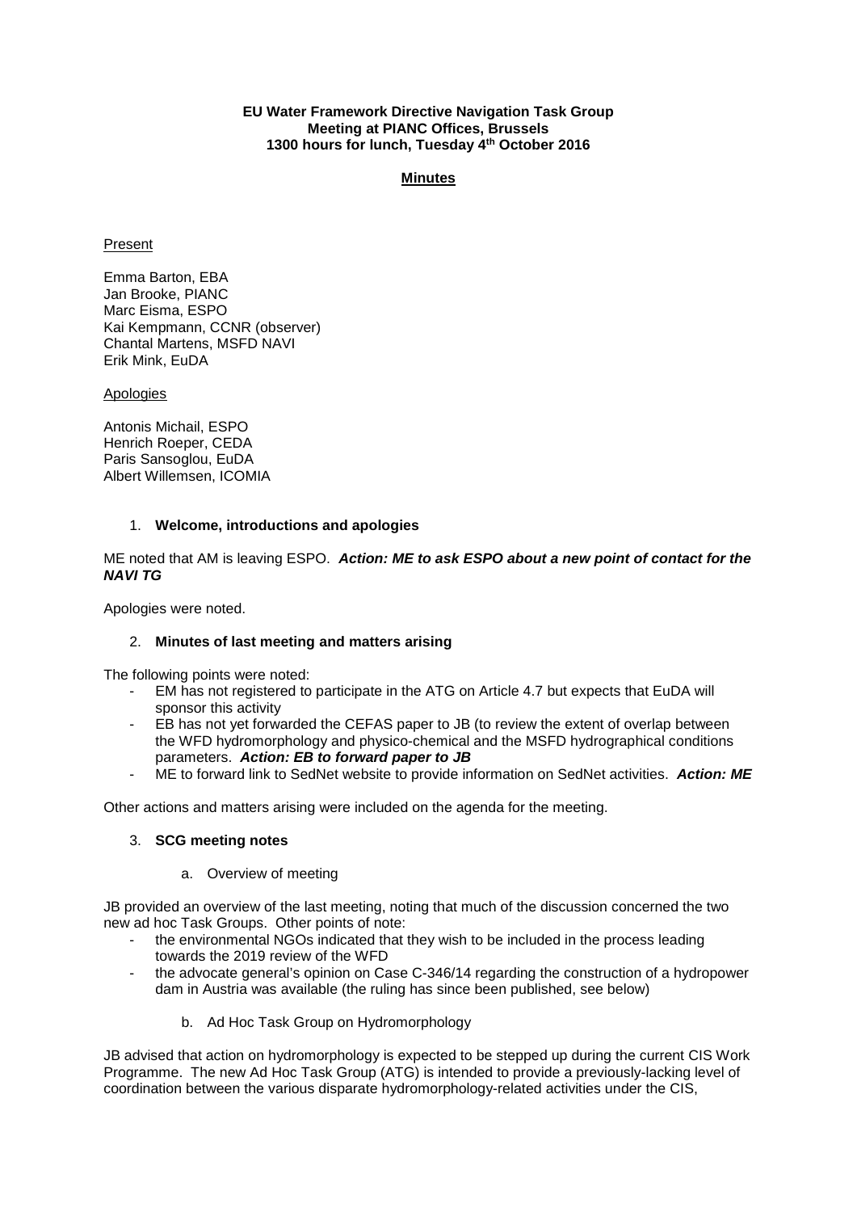**EU Water Framework Directive Navigation Task Group**
**Meeting at PIANC Offices, Brussels**
**1300 hours for lunch, Tuesday 4th October 2016**

**Minutes**

Present

Emma Barton, EBA
Jan Brooke, PIANC
Marc Eisma, ESPO
Kai Kempmann, CCNR (observer)
Chantal Martens, MSFD NAVI
Erik Mink, EuDA

Apologies

Antonis Michail, ESPO
Henrich Roeper, CEDA
Paris Sansoglou, EuDA
Albert Willemsen, ICOMIA

1. **Welcome, introductions and apologies**

ME noted that AM is leaving ESPO. ***Action: ME to ask ESPO about a new point of contact for the NAVI TG***

Apologies were noted.

2. **Minutes of last meeting and matters arising**

The following points were noted:

- EM has not registered to participate in the ATG on Article 4.7 but expects that EuDA will sponsor this activity
- EB has not yet forwarded the CEFAS paper to JB (to review the extent of overlap between the WFD hydromorphology and physico-chemical and the MSFD hydrographical conditions parameters. ***Action: EB to forward paper to JB***
- ME to forward link to SedNet website to provide information on SedNet activities. ***Action: ME***

Other actions and matters arising were included on the agenda for the meeting.

3. **SCG meeting notes**

   a. Overview of meeting

JB provided an overview of the last meeting, noting that much of the discussion concerned the two new ad hoc Task Groups. Other points of note:

- the environmental NGOs indicated that they wish to be included in the process leading towards the 2019 review of the WFD
- the advocate general's opinion on Case C-346/14 regarding the construction of a hydropower dam in Austria was available (the ruling has since been published, see below)

   b. Ad Hoc Task Group on Hydromorphology

JB advised that action on hydromorphology is expected to be stepped up during the current CIS Work Programme. The new Ad Hoc Task Group (ATG) is intended to provide a previously-lacking level of coordination between the various disparate hydromorphology-related activities under the CIS,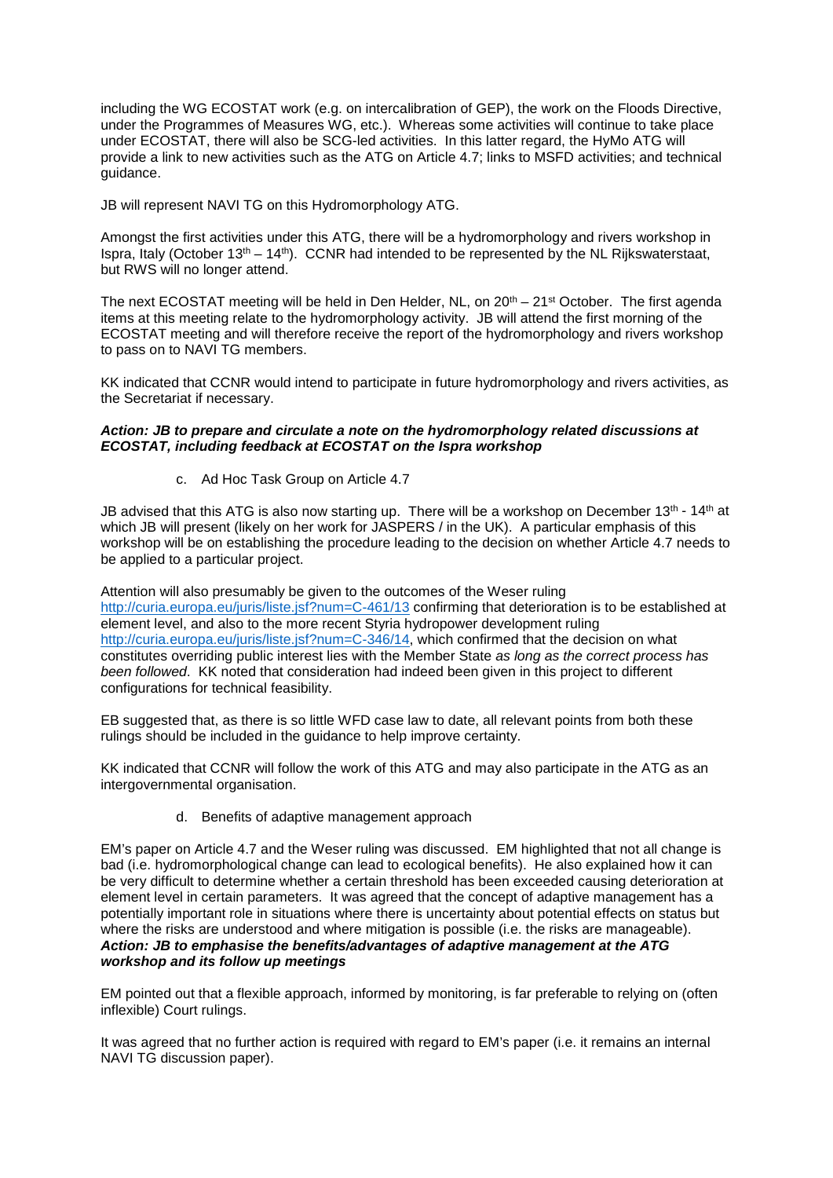including the WG ECOSTAT work (e.g. on intercalibration of GEP), the work on the Floods Directive, under the Programmes of Measures WG, etc.). Whereas some activities will continue to take place under ECOSTAT, there will also be SCG-led activities. In this latter regard, the HyMo ATG will provide a link to new activities such as the ATG on Article 4.7; links to MSFD activities; and technical guidance.

JB will represent NAVI TG on this Hydromorphology ATG.

Amongst the first activities under this ATG, there will be a hydromorphology and rivers workshop in Ispra, Italy (October 13th – 14th). CCNR had intended to be represented by the NL Rijkswaterstaat, but RWS will no longer attend.

The next ECOSTAT meeting will be held in Den Helder, NL, on 20th – 21st October. The first agenda items at this meeting relate to the hydromorphology activity. JB will attend the first morning of the ECOSTAT meeting and will therefore receive the report of the hydromorphology and rivers workshop to pass on to NAVI TG members.

KK indicated that CCNR would intend to participate in future hydromorphology and rivers activities, as the Secretariat if necessary.

***Action: JB to prepare and circulate a note on the hydromorphology related discussions at ECOSTAT, including feedback at ECOSTAT on the Ispra workshop***

c. Ad Hoc Task Group on Article 4.7

JB advised that this ATG is also now starting up. There will be a workshop on December 13th - 14th at which JB will present (likely on her work for JASPERS / in the UK). A particular emphasis of this workshop will be on establishing the procedure leading to the decision on whether Article 4.7 needs to be applied to a particular project.

Attention will also presumably be given to the outcomes of the Weser ruling http://curia.europa.eu/juris/liste.jsf?num=C-461/13 confirming that deterioration is to be established at element level, and also to the more recent Styria hydropower development ruling http://curia.europa.eu/juris/liste.jsf?num=C-346/14, which confirmed that the decision on what constitutes overriding public interest lies with the Member State *as long as the correct process has been followed*. KK noted that consideration had indeed been given in this project to different configurations for technical feasibility.

EB suggested that, as there is so little WFD case law to date, all relevant points from both these rulings should be included in the guidance to help improve certainty.

KK indicated that CCNR will follow the work of this ATG and may also participate in the ATG as an intergovernmental organisation.

d. Benefits of adaptive management approach

EM's paper on Article 4.7 and the Weser ruling was discussed. EM highlighted that not all change is bad (i.e. hydromorphological change can lead to ecological benefits). He also explained how it can be very difficult to determine whether a certain threshold has been exceeded causing deterioration at element level in certain parameters. It was agreed that the concept of adaptive management has a potentially important role in situations where there is uncertainty about potential effects on status but where the risks are understood and where mitigation is possible (i.e. the risks are manageable).
***Action: JB to emphasise the benefits/advantages of adaptive management at the ATG workshop and its follow up meetings***

EM pointed out that a flexible approach, informed by monitoring, is far preferable to relying on (often inflexible) Court rulings.

It was agreed that no further action is required with regard to EM's paper (i.e. it remains an internal NAVI TG discussion paper).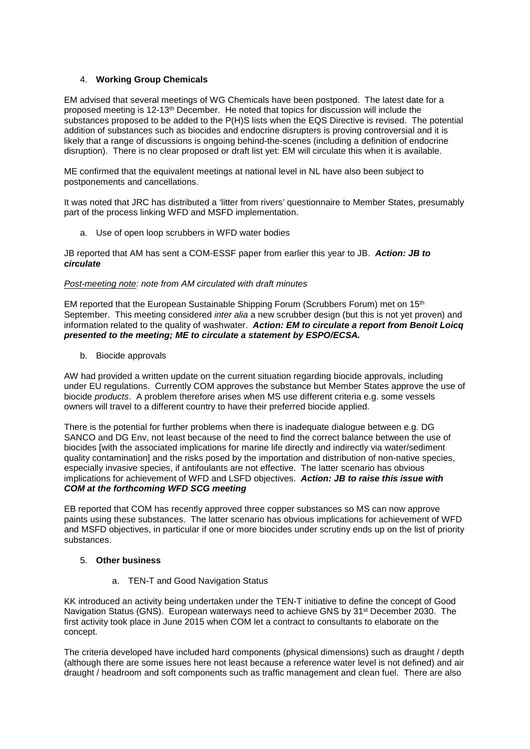4. **Working Group Chemicals**

EM advised that several meetings of WG Chemicals have been postponed. The latest date for a proposed meeting is 12-13th December. He noted that topics for discussion will include the substances proposed to be added to the P(H)S lists when the EQS Directive is revised. The potential addition of substances such as biocides and endocrine disrupters is proving controversial and it is likely that a range of discussions is ongoing behind-the-scenes (including a definition of endocrine disruption). There is no clear proposed or draft list yet: EM will circulate this when it is available.

ME confirmed that the equivalent meetings at national level in NL have also been subject to postponements and cancellations.

It was noted that JRC has distributed a 'litter from rivers' questionnaire to Member States, presumably part of the process linking WFD and MSFD implementation.

a. Use of open loop scrubbers in WFD water bodies

JB reported that AM has sent a COM-ESSF paper from earlier this year to JB. ***Action: JB to circulate***

*Post-meeting note: note from AM circulated with draft minutes*

EM reported that the European Sustainable Shipping Forum (Scrubbers Forum) met on 15th September. This meeting considered *inter alia* a new scrubber design (but this is not yet proven) and information related to the quality of washwater. ***Action: EM to circulate a report from Benoit Loicq presented to the meeting; ME to circulate a statement by ESPO/ECSA.***

b. Biocide approvals

AW had provided a written update on the current situation regarding biocide approvals, including under EU regulations. Currently COM approves the substance but Member States approve the use of biocide *products*. A problem therefore arises when MS use different criteria e.g. some vessels owners will travel to a different country to have their preferred biocide applied.

There is the potential for further problems when there is inadequate dialogue between e.g. DG SANCO and DG Env, not least because of the need to find the correct balance between the use of biocides [with the associated implications for marine life directly and indirectly via water/sediment quality contamination] and the risks posed by the importation and distribution of non-native species, especially invasive species, if antifoulants are not effective. The latter scenario has obvious implications for achievement of WFD and LSFD objectives. ***Action: JB to raise this issue with COM at the forthcoming WFD SCG meeting***

EB reported that COM has recently approved three copper substances so MS can now approve paints using these substances. The latter scenario has obvious implications for achievement of WFD and MSFD objectives, in particular if one or more biocides under scrutiny ends up on the list of priority substances.

5. **Other business**

a. TEN-T and Good Navigation Status

KK introduced an activity being undertaken under the TEN-T initiative to define the concept of Good Navigation Status (GNS). European waterways need to achieve GNS by 31st December 2030. The first activity took place in June 2015 when COM let a contract to consultants to elaborate on the concept.

The criteria developed have included hard components (physical dimensions) such as draught / depth (although there are some issues here not least because a reference water level is not defined) and air draught / headroom and soft components such as traffic management and clean fuel. There are also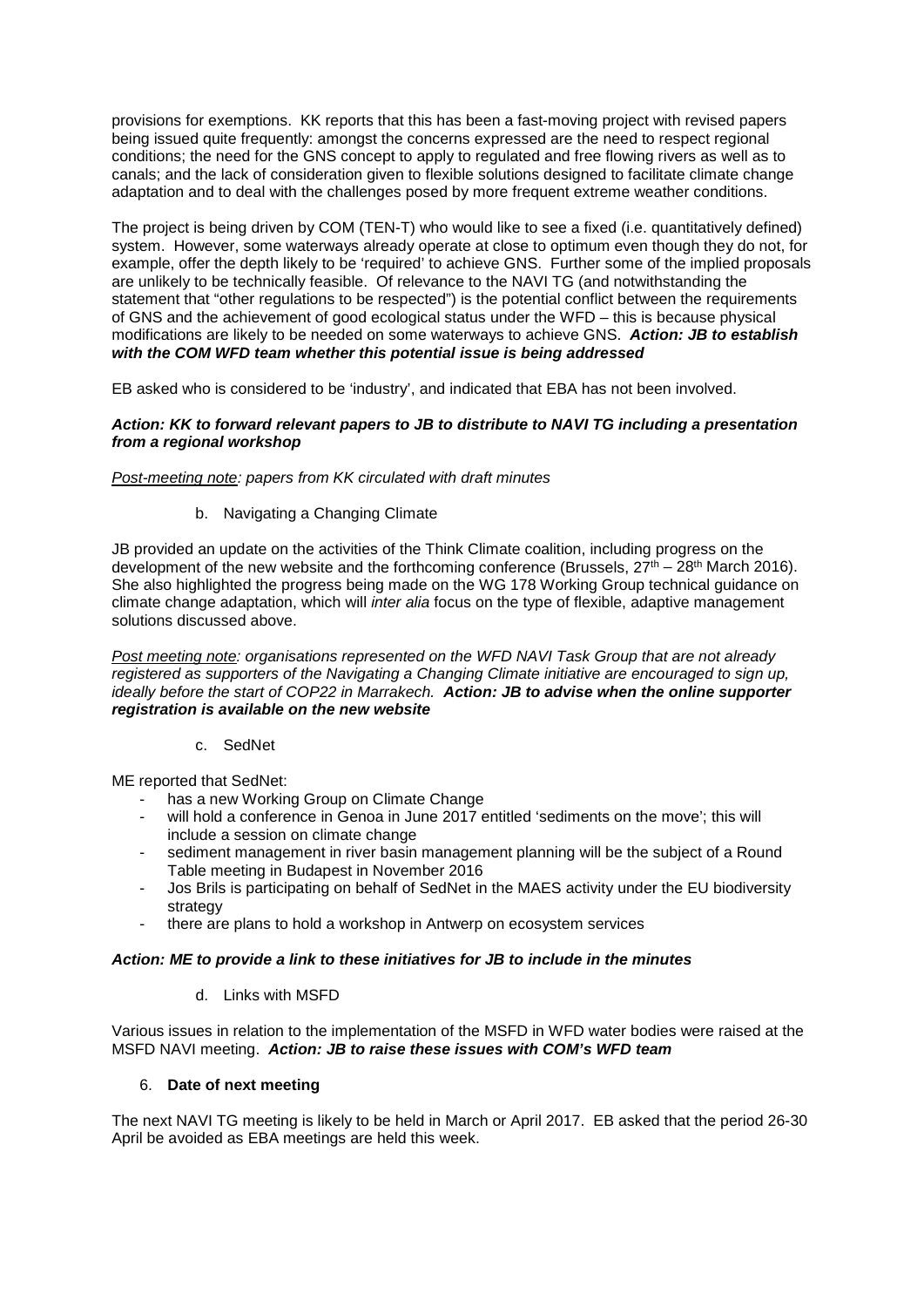provisions for exemptions. KK reports that this has been a fast-moving project with revised papers being issued quite frequently: amongst the concerns expressed are the need to respect regional conditions; the need for the GNS concept to apply to regulated and free flowing rivers as well as to canals; and the lack of consideration given to flexible solutions designed to facilitate climate change adaptation and to deal with the challenges posed by more frequent extreme weather conditions.

The project is being driven by COM (TEN-T) who would like to see a fixed (i.e. quantitatively defined) system. However, some waterways already operate at close to optimum even though they do not, for example, offer the depth likely to be 'required' to achieve GNS. Further some of the implied proposals are unlikely to be technically feasible. Of relevance to the NAVI TG (and notwithstanding the statement that "other regulations to be respected") is the potential conflict between the requirements of GNS and the achievement of good ecological status under the WFD – this is because physical modifications are likely to be needed on some waterways to achieve GNS. ***Action: JB to establish with the COM WFD team whether this potential issue is being addressed***

EB asked who is considered to be 'industry', and indicated that EBA has not been involved.

***Action: KK to forward relevant papers to JB to distribute to NAVI TG including a presentation from a regional workshop***

*Post-meeting note: papers from KK circulated with draft minutes*

b. Navigating a Changing Climate

JB provided an update on the activities of the Think Climate coalition, including progress on the development of the new website and the forthcoming conference (Brussels, 27th – 28th March 2016). She also highlighted the progress being made on the WG 178 Working Group technical guidance on climate change adaptation, which will *inter alia* focus on the type of flexible, adaptive management solutions discussed above.

*Post meeting note: organisations represented on the WFD NAVI Task Group that are not already registered as supporters of the Navigating a Changing Climate initiative are encouraged to sign up, ideally before the start of COP22 in Marrakech.* ***Action: JB to advise when the online supporter registration is available on the new website***

c. SedNet

ME reported that SedNet:

- has a new Working Group on Climate Change
- will hold a conference in Genoa in June 2017 entitled 'sediments on the move'; this will include a session on climate change
- sediment management in river basin management planning will be the subject of a Round Table meeting in Budapest in November 2016
- Jos Brils is participating on behalf of SedNet in the MAES activity under the EU biodiversity strategy
- there are plans to hold a workshop in Antwerp on ecosystem services

***Action: ME to provide a link to these initiatives for JB to include in the minutes***

d. Links with MSFD

Various issues in relation to the implementation of the MSFD in WFD water bodies were raised at the MSFD NAVI meeting. ***Action: JB to raise these issues with COM's WFD team***

## 6. Date of next meeting

The next NAVI TG meeting is likely to be held in March or April 2017. EB asked that the period 26-30 April be avoided as EBA meetings are held this week.